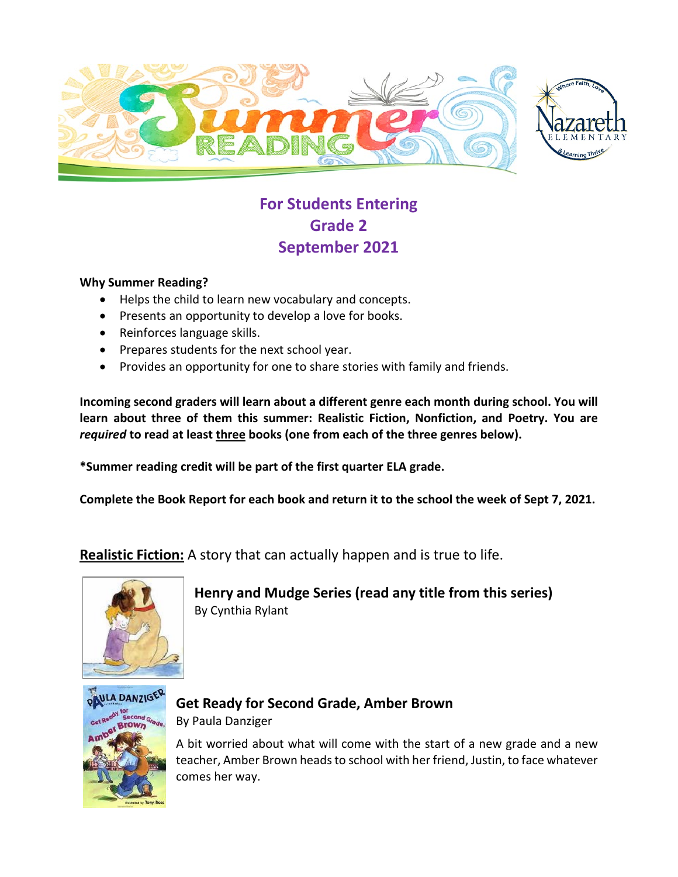# Summer Reading

## For Students Entering Grade 2 September 2021

**Why Summer Reading?**

- Helps the child to learn new vocabulary and concepts.
- Presents an opportunity to develop a love for books.
- Reinforces language skills.
- Prepares students for the next school year.
- Provides an opportunity for one to share stories with family and friends.

**Incoming second graders will learn about a different genre each month during school. You will learn about three of them this summer: Realistic Fiction, Nonfiction, and Poetry. You are *required* to read at least <u>three</u> books (one from each of the three genres below).**

***Summer reading credit will be part of the first quarter ELA grade.**

**Complete the Book Report for each book and return it to the school the week of Sept 7, 2021.**

**<u>Realistic Fiction:</u>** A story that can actually happen and is true to life.

**Henry and Mudge Series (read any title from this series)**
By Cynthia Rylant

**Get Ready for Second Grade, Amber Brown**
By Paula Danziger

A bit worried about what will come with the start of a new grade and a new teacher, Amber Brown heads to school with her friend, Justin, to face whatever comes her way.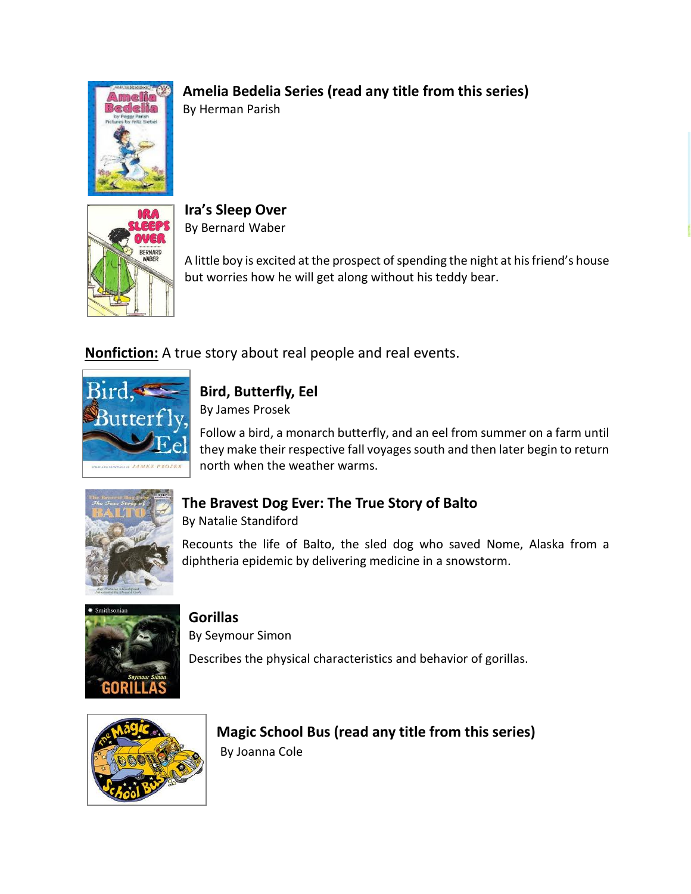**Amelia Bedelia Series (read any title from this series)**
By Herman Parish

**Ira's Sleep Over**
By Bernard Waber

A little boy is excited at the prospect of spending the night at his friend's house but worries how he will get along without his teddy bear.

__Nonfiction:__ A true story about real people and real events.

**Bird, Butterfly, Eel**
By James Prosek

Follow a bird, a monarch butterfly, and an eel from summer on a farm until they make their respective fall voyages south and then later begin to return north when the weather warms.

**The Bravest Dog Ever: The True Story of Balto**
By Natalie Standiford

Recounts the life of Balto, the sled dog who saved Nome, Alaska from a diphtheria epidemic by delivering medicine in a snowstorm.

**Gorillas**
By Seymour Simon

Describes the physical characteristics and behavior of gorillas.

**Magic School Bus (read any title from this series)**
By Joanna Cole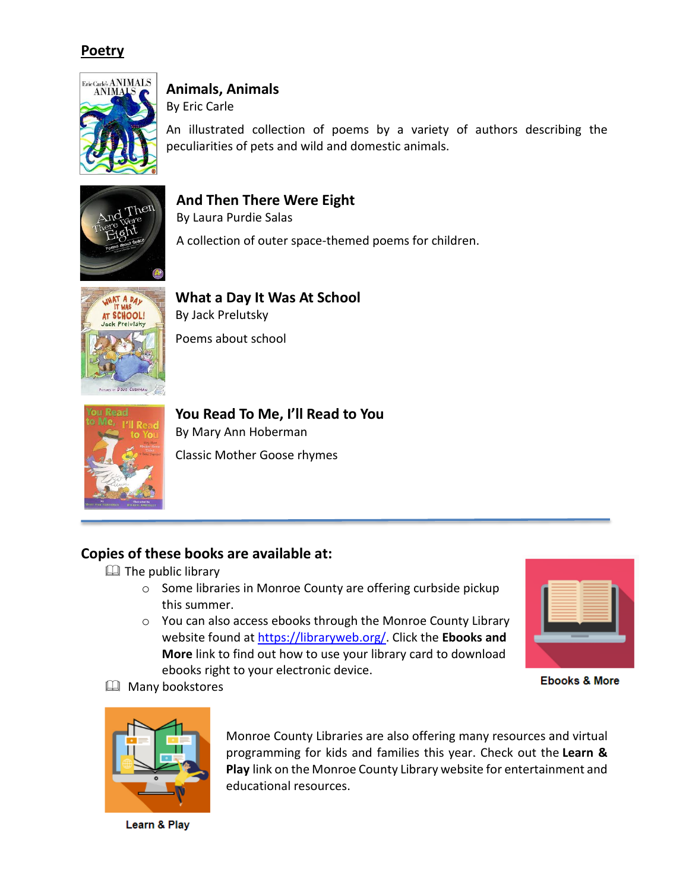## Poetry

### Animals, Animals

By Eric Carle

An illustrated collection of poems by a variety of authors describing the peculiarities of pets and wild and domestic animals.

### And Then There Were Eight

By Laura Purdie Salas

A collection of outer space-themed poems for children.

### What a Day It Was At School

By Jack Prelutsky

Poems about school

### You Read To Me, I'll Read to You

By Mary Ann Hoberman

Classic Mother Goose rhymes

---

### Copies of these books are available at:

- The public library
  - Some libraries in Monroe County are offering curbside pickup this summer.
  - You can also access ebooks through the Monroe County Library website found at [https://libraryweb.org/](https://libraryweb.org/). Click the **Ebooks and More** link to find out how to use your library card to download ebooks right to your electronic device.
- Many bookstores

Ebooks & More

Monroe County Libraries are also offering many resources and virtual programming for kids and families this year. Check out the **Learn & Play** link on the Monroe County Library website for entertainment and educational resources.

Learn & Play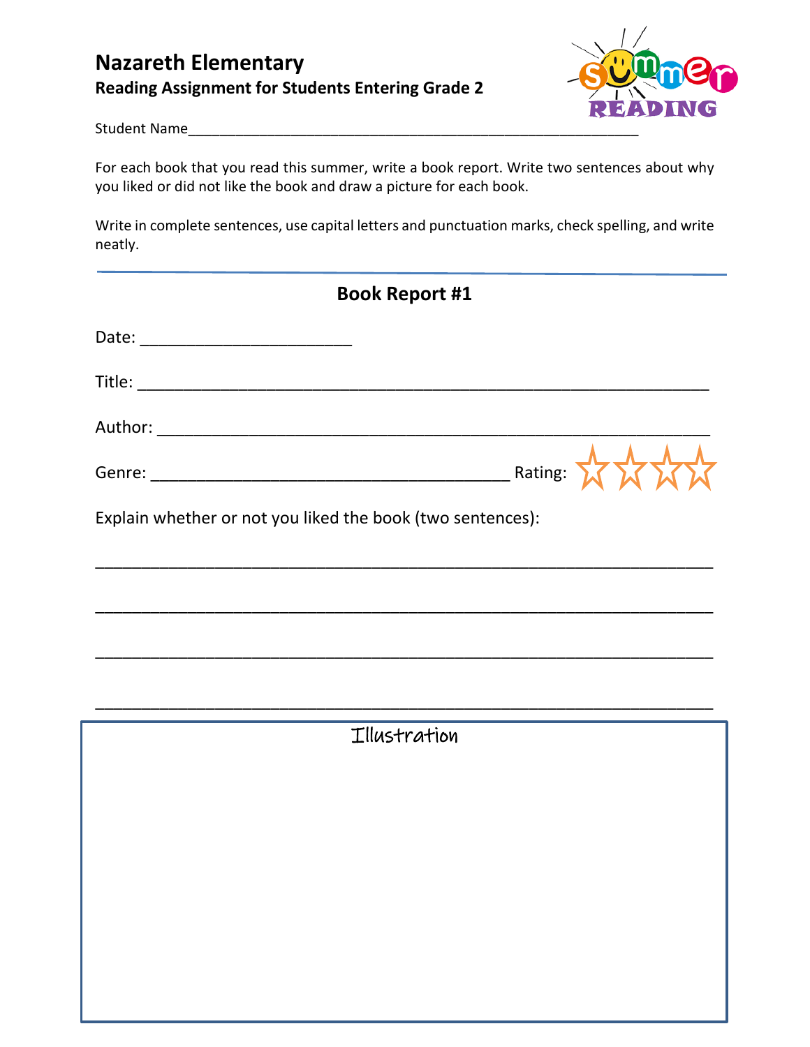# Nazareth Elementary

## Reading Assignment for Students Entering Grade 2

Student Name_______________________________________________________

For each book that you read this summer, write a book report. Write two sentences about why you liked or did not like the book and draw a picture for each book.

Write in complete sentences, use capital letters and punctuation marks, check spelling, and write neatly.

---

## Book Report #1

Date: ______________________

Title: ____________________________________________________________

Author: __________________________________________________________

Genre: ______________________________________ Rating: ☆☆☆☆

Explain whether or not you liked the book (two sentences):

_________________________________________________________________

_________________________________________________________________

_________________________________________________________________

_________________________________________________________________

Illustration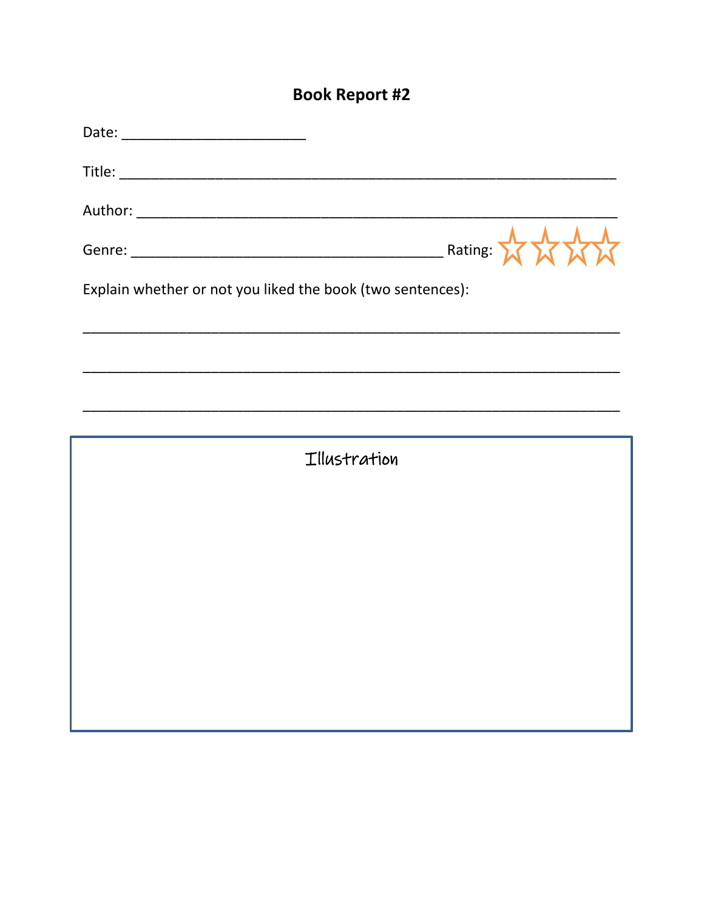# Book Report #2

Date: _______________________

Title: ______________________________________________________________

Author: ____________________________________________________________

Genre: _______________________________________ Rating: ☆☆☆☆

Explain whether or not you liked the book (two sentences):

_____________________________________________________________________

_____________________________________________________________________

_____________________________________________________________________

Illustration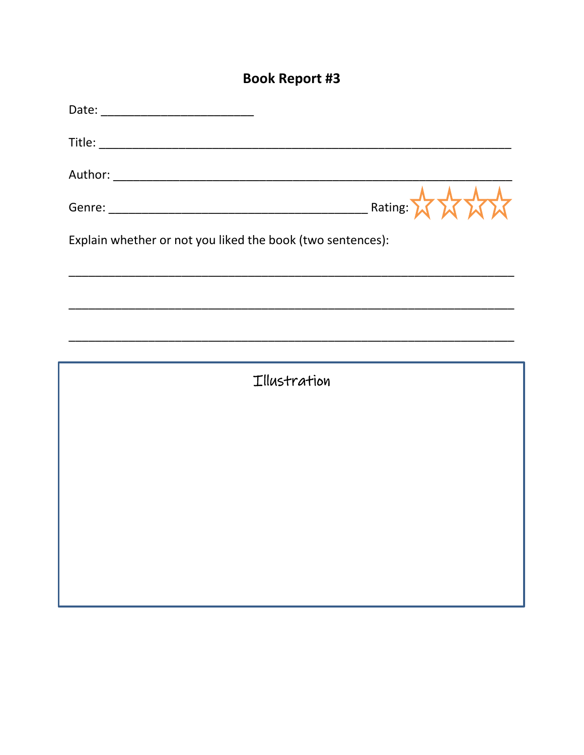## Book Report #3

Date: ______________________

Title: ____________________________________________________________

Author: __________________________________________________________

Genre: _____________________________________ Rating: ☆☆☆☆

Explain whether or not you liked the book (two sentences):

_________________________________________________________________

_________________________________________________________________

_________________________________________________________________

Illustration